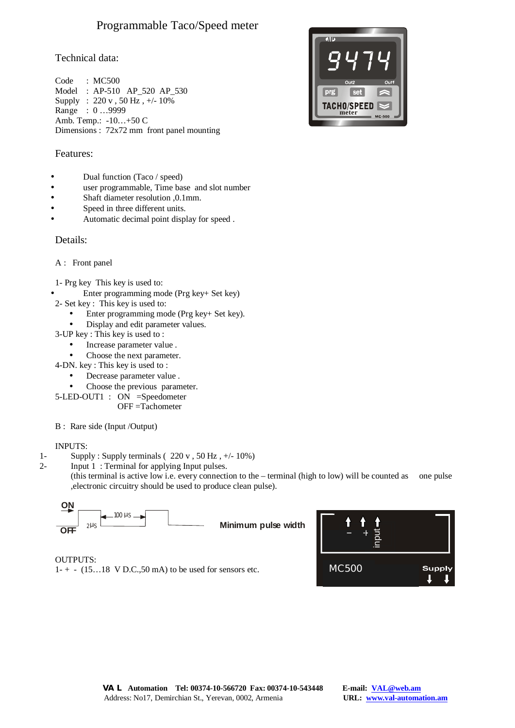# Programmable Taco/Speed meter

## Technical data:

Code : MC500
Model : AP-510 AP_520 AP_530
Supply : 220 v , 50 Hz , +/- 10%
Range : 0 …9999
Amb. Temp.: -10…+50 C
Dimensions : 72x72 mm front panel mounting

## Features:

- Dual function (Taco / speed)
- user programmable, Time base and slot number
- Shaft diameter resolution ,0.1mm.
- Speed in three different units.
- Automatic decimal point display for speed .

## Details:

A : Front panel

1- Prg key This key is used to:

- Enter programming mode (Prg key+ Set key)

2- Set key : This key is used to:

- Enter programming mode (Prg key+ Set key).
- Display and edit parameter values.

3-UP key : This key is used to :

- Increase parameter value .
- Choose the next parameter.

4-DN. key : This key is used to :

- Decrease parameter value .
- Choose the previous parameter.

5-LED-OUT1 : ON =Speedometer
OFF =Tachometer

B : Rare side (Input /Output)

INPUTS:

1- Supply : Supply terminals ( 220 v , 50 Hz , +/- 10%)
2- Input 1 : Terminal for applying Input pulses.
(this terminal is active low i.e. every connection to the – terminal (high to low) will be counted as one pulse ,electronic circuitry should be used to produce clean pulse).

ON
OFF
2µs
100 µs
**Minimum pulse width**

OUTPUTS:
1- + - (15…18 V D.C.,50 mA) to be used for sensors etc.

– + input
MC500
Supply

**VA L Automation Tel: 00374-10-566720 Fax: 00374-10-543448** **E-mail:** VAL@web.am
Address: No17, Demirchian St., Yerevan, 0002, Armenia **URL:** www.val-automation.am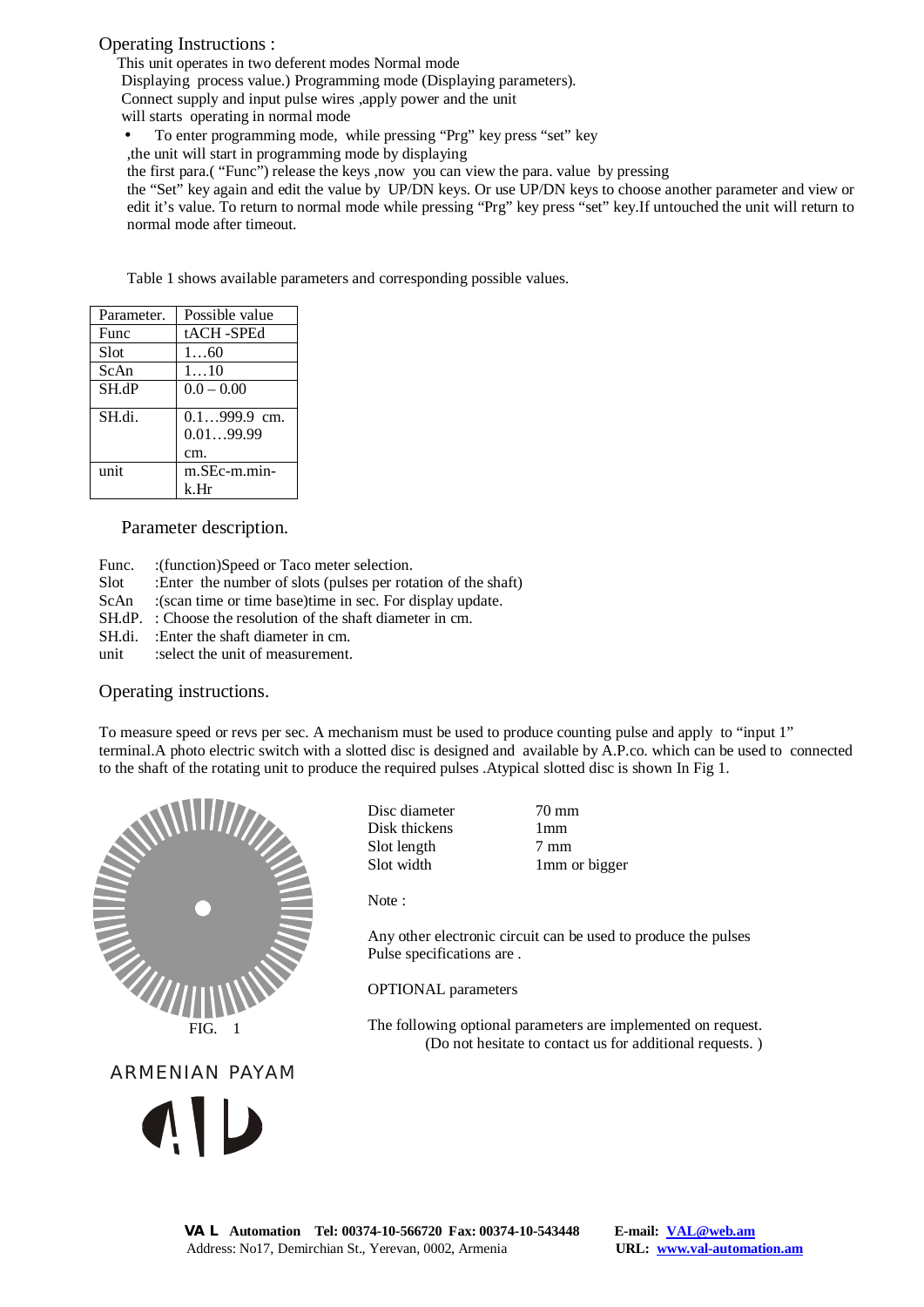Operating Instructions :

This unit operates in two deferent modes Normal mode Displaying process value.) Programming mode (Displaying parameters). Connect supply and input pulse wires ,apply power and the unit will starts operating in normal mode

- To enter programming mode, while pressing "Prg" key press "set" key ,the unit will start in programming mode by displaying the first para.( "Func") release the keys ,now you can view the para. value by pressing the "Set" key again and edit the value by UP/DN keys. Or use UP/DN keys to choose another parameter and view or edit it's value. To return to normal mode while pressing "Prg" key press "set" key.If untouched the unit will return to normal mode after timeout.

Table 1 shows available parameters and corresponding possible values.

| Parameter. | Possible value |
|---|---|
| Func | tACH -SPEd |
| Slot | 1…60 |
| ScAn | 1…10 |
| SH.dP | 0.0 – 0.00 |
| SH.di. | 0.1…999.9 cm. 0.01…99.99 cm. |
| unit | m.SEc-m.min-k.Hr |

Parameter description.

Func. :(function)Speed or Taco meter selection.
Slot :Enter the number of slots (pulses per rotation of the shaft)
ScAn :(scan time or time base)time in sec. For display update.
SH.dP. : Choose the resolution of the shaft diameter in cm.
SH.di. :Enter the shaft diameter in cm.
unit :select the unit of measurement.

Operating instructions.

To measure speed or revs per sec. A mechanism must be used to produce counting pulse and apply to "input 1" terminal.A photo electric switch with a slotted disc is designed and available by A.P.co. which can be used to connected to the shaft of the rotating unit to produce the required pulses .Atypical slotted disc is shown In Fig 1.

FIG. 1

| | |
|---|---|
| Disc diameter | 70 mm |
| Disk thickens | 1mm |
| Slot length | 7 mm |
| Slot width | 1mm or bigger |

Note :

Any other electronic circuit can be used to produce the pulses
Pulse specifications are .

OPTIONAL parameters

The following optional parameters are implemented on request.
(Do not hesitate to contact us for additional requests. )

ARMENIAN PAYAM

**VAL Automation Tel: 00374-10-566720 Fax: 00374-10-543448** **E-mail: VAL@web.am**
Address: No17, Demirchian St., Yerevan, 0002, Armenia **URL: www.val-automation.am**